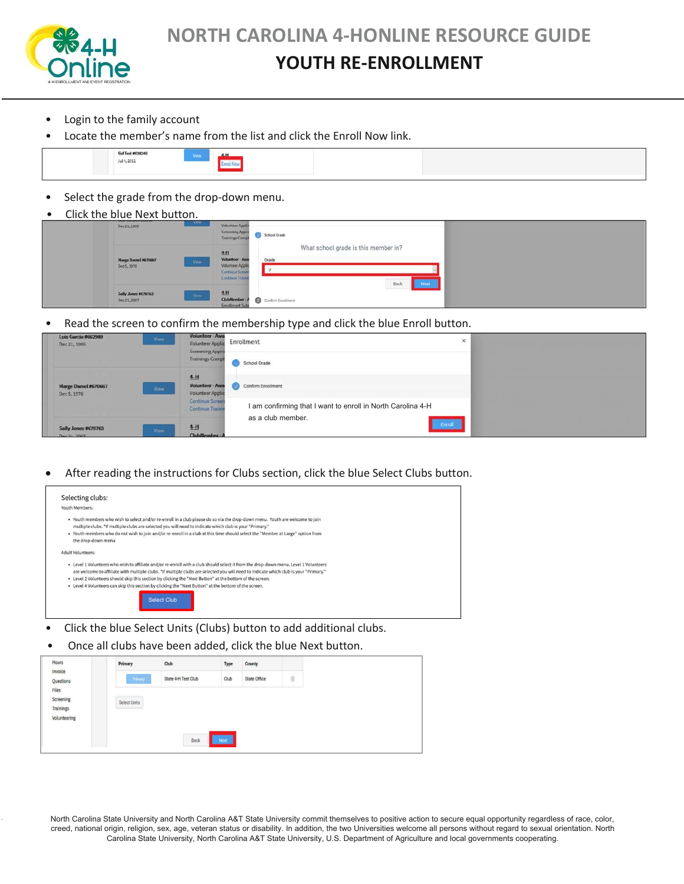# NORTH CAROLINA 4-HONLINE RESOURCE GUIDE

## YOUTH RE-ENROLLMENT

- Login to the family account
- Locate the member's name from the list and click the Enroll Now link.

- Select the grade from the drop-down menu.
- Click the blue Next button.

- Read the screen to confirm the membership type and click the blue Enroll button.

- After reading the instructions for Clubs section, click the blue Select Clubs button.

- Click the blue Select Units (Clubs) button to add additional clubs.
- Once all clubs have been added, click the blue Next button.

North Carolina State University and North Carolina A&T State University commit themselves to positive action to secure equal opportunity regardless of race, color, creed, national origin, religion, sex, age, veteran status or disability. In addition, the two Universities welcome all persons without regard to sexual orientation. North Carolina State University, North Carolina A&T State University, U.S. Department of Agriculture and local governments cooperating.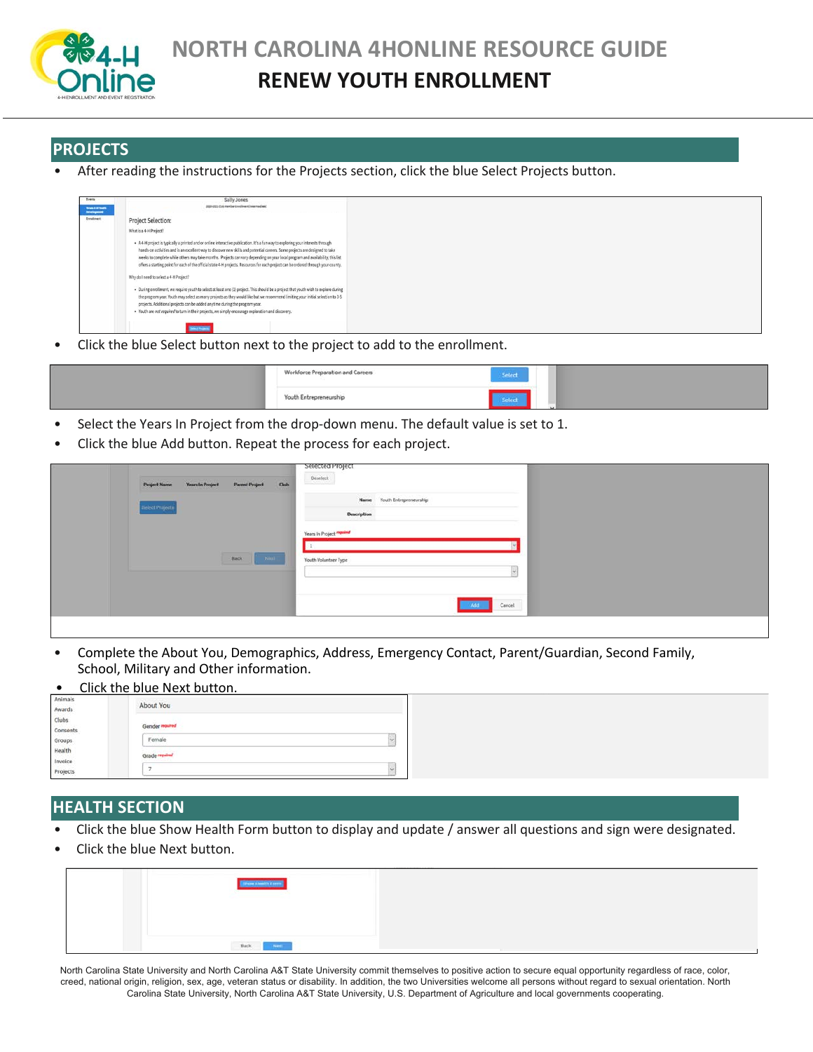## PROJECTS

- After reading the instructions for the Projects section, click the blue Select Projects button.
- Click the blue Select button next to the project to add to the enrollment.
- Select the Years In Project from the drop-down menu. The default value is set to 1.
- Click the blue Add button. Repeat the process for each project.
- Complete the About You, Demographics, Address, Emergency Contact, Parent/Guardian, Second Family, School, Military and Other information.
- Click the blue Next button.

## HEALTH SECTION

- Click the blue Show Health Form button to display and update / answer all questions and sign were designated.
- Click the blue Next button.

North Carolina State University and North Carolina A&T State University commit themselves to positive action to secure equal opportunity regardless of race, color, creed, national origin, religion, sex, age, veteran status or disability. In addition, the two Universities welcome all persons without regard to sexual orientation. North Carolina State University, North Carolina A&T State University, U.S. Department of Agriculture and local governments cooperating.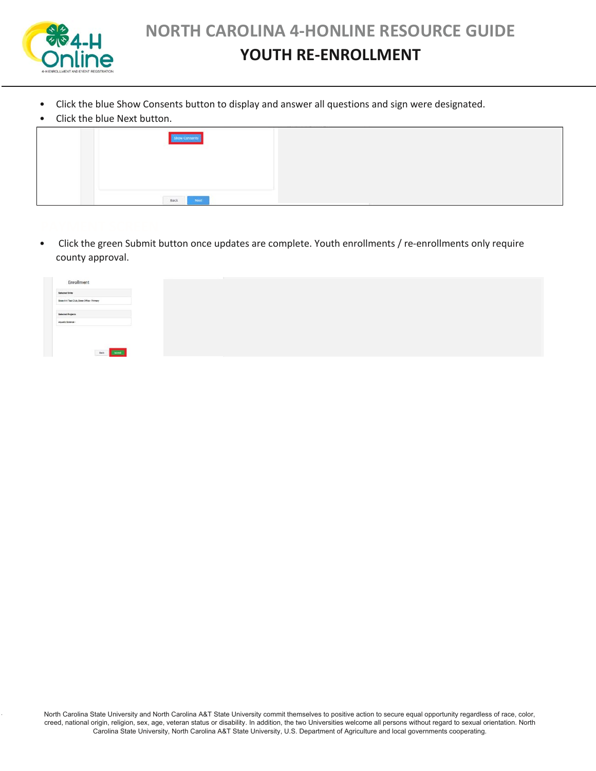- Click the blue Show Consents button to display and answer all questions and sign were designated.
- Click the blue Next button.

- Click the green Submit button once updates are complete. Youth enrollments / re-enrollments only require county approval.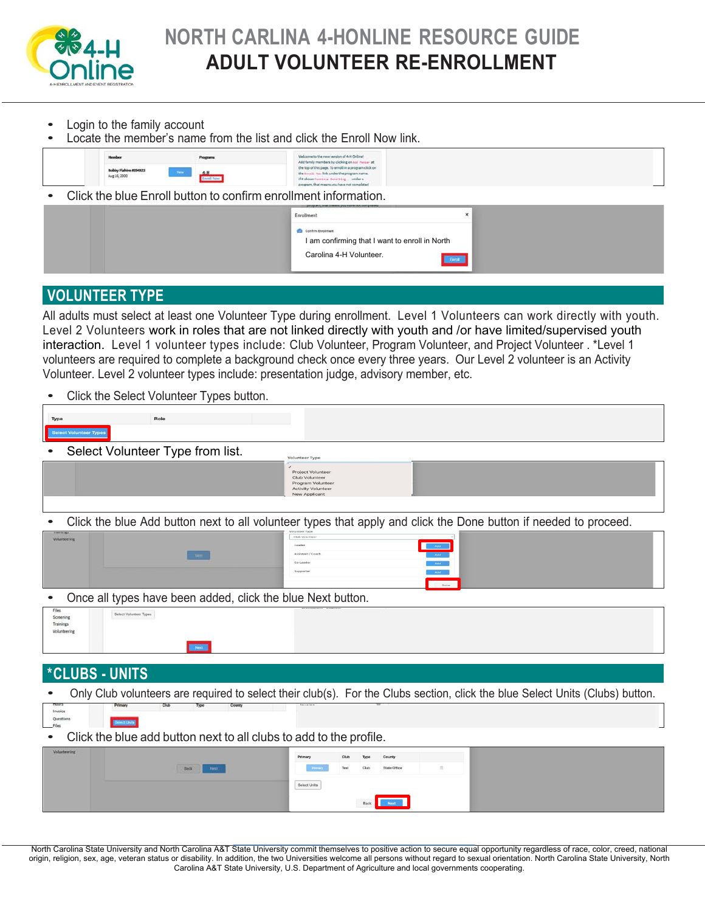# NORTH CARLINA 4-HONLINE RESOURCE GUIDE

# ADULT VOLUNTEER RE-ENROLLMENT

- Login to the family account
- Locate the member's name from the list and click the Enroll Now link.
- Click the blue Enroll button to confirm enrollment information.

## VOLUNTEER TYPE

All adults must select at least one Volunteer Type during enrollment. Level 1 Volunteers can work directly with youth. Level 2 Volunteers work in roles that are not linked directly with youth and /or have limited/supervised youth interaction. Level 1 volunteer types include: Club Volunteer, Program Volunteer, and Project Volunteer . *Level 1 volunteers are required to complete a background check once every three years. Our Level 2 volunteer is an Activity Volunteer. Level 2 volunteer types include: presentation judge, advisory member, etc.

- Click the Select Volunteer Types button.
- Select Volunteer Type from list.
- Click the blue Add button next to all volunteer types that apply and click the Done button if needed to proceed.
- Once all types have been added, click the blue Next button.

## *CLUBS - UNITS

- Only Club volunteers are required to select their club(s). For the Clubs section, click the blue Select Units (Clubs) button.
- Click the blue add button next to all clubs to add to the profile.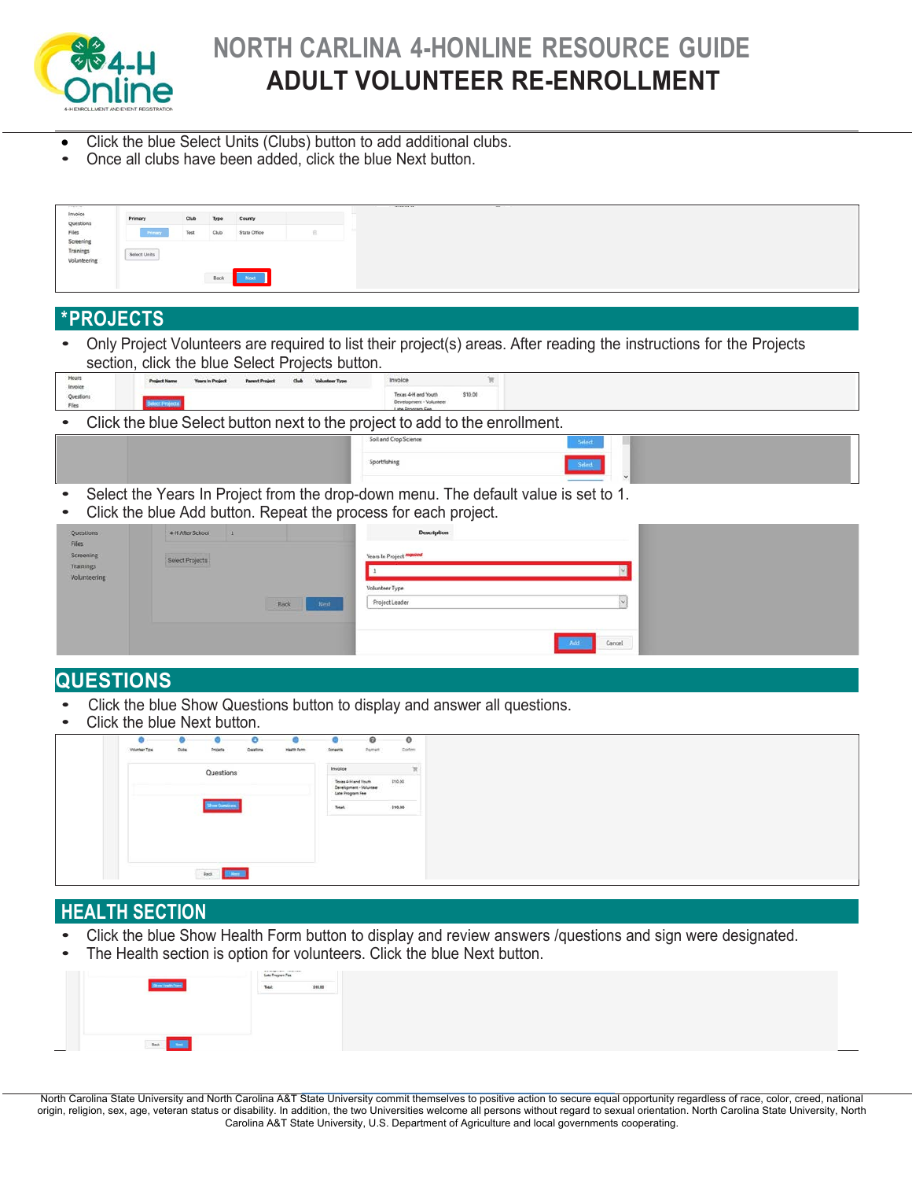- Click the blue Select Units (Clubs) button to add additional clubs.
- Once all clubs have been added, click the blue Next button.

## *PROJECTS

- Only Project Volunteers are required to list their project(s) areas. After reading the instructions for the Projects section, click the blue Select Projects button.
- Click the blue Select button next to the project to add to the enrollment.
- Select the Years In Project from the drop-down menu. The default value is set to 1.
- Click the blue Add button. Repeat the process for each project.

## QUESTIONS

- Click the blue Show Questions button to display and answer all questions.
- Click the blue Next button.

## HEALTH SECTION

- Click the blue Show Health Form button to display and review answers /questions and sign were designated.
- The Health section is option for volunteers. Click the blue Next button.

North Carolina State University and North Carolina A&T State University commit themselves to positive action to secure equal opportunity regardless of race, color, creed, national origin, religion, sex, age, veteran status or disability. In addition, the two Universities welcome all persons without regard to sexual orientation. North Carolina State University, North Carolina A&T State University, U.S. Department of Agriculture and local governments cooperating.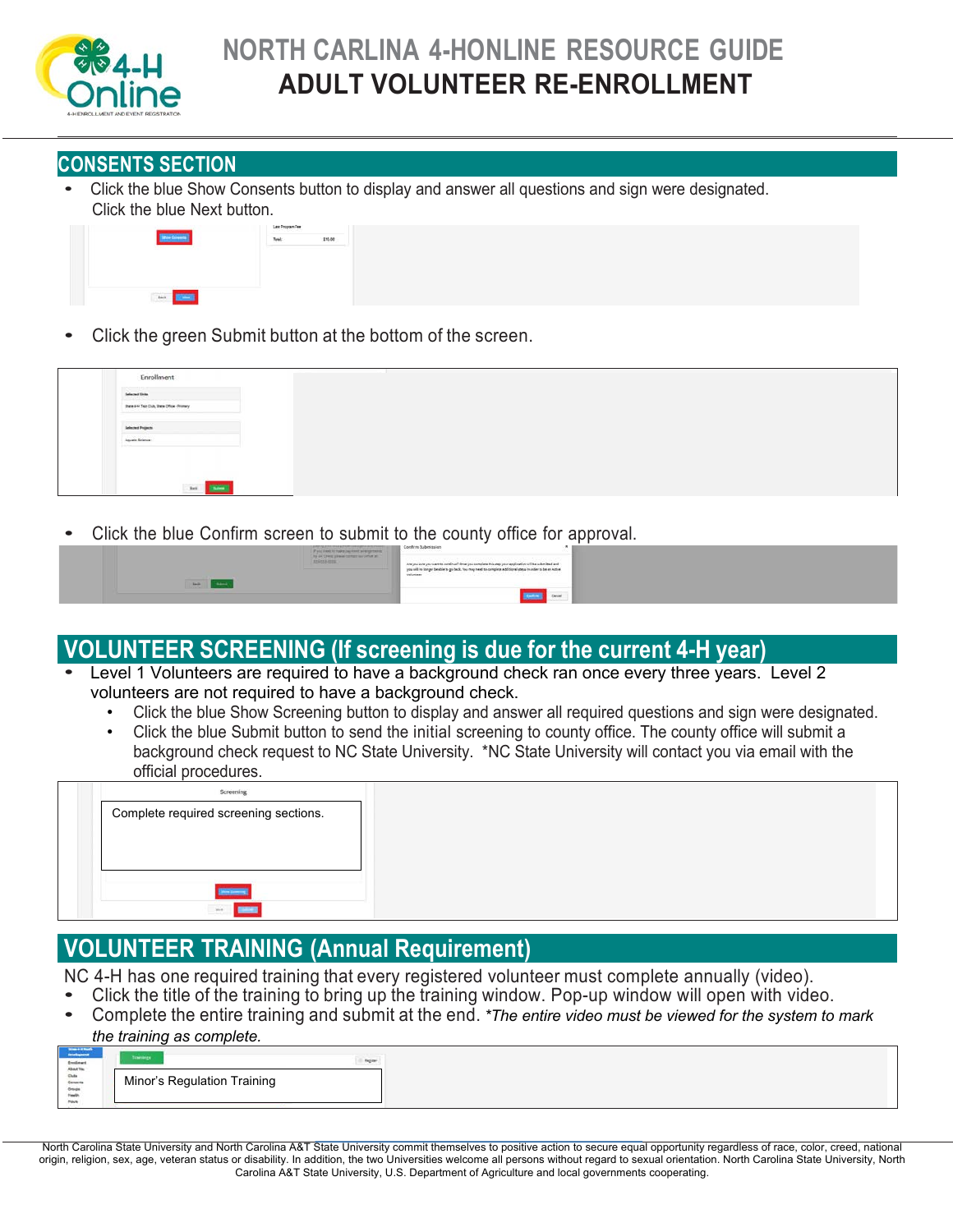## CONSENTS SECTION

- Click the blue Show Consents button to display and answer all questions and sign were designated. Click the blue Next button.
- Click the green Submit button at the bottom of the screen.
- Click the blue Confirm screen to submit to the county office for approval.

## VOLUNTEER SCREENING (If screening is due for the current 4-H year)

- Level 1 Volunteers are required to have a background check ran once every three years. Level 2 volunteers are not required to have a background check.
  - Click the blue Show Screening button to display and answer all required questions and sign were designated.
  - Click the blue Submit button to send the initial screening to county office. The county office will submit a background check request to NC State University. *NC State University will contact you via email with the official procedures.

Complete required screening sections.

## VOLUNTEER TRAINING (Annual Requirement)

NC 4-H has one required training that every registered volunteer must complete annually (video).

- Click the title of the training to bring up the training window. Pop-up window will open with video.
- Complete the entire training and submit at the end. *The entire video must be viewed for the system to mark the training as complete.*

Minor's Regulation Training

North Carolina State University and North Carolina A&T State University commit themselves to positive action to secure equal opportunity regardless of race, color, creed, national origin, religion, sex, age, veteran status or disability. In addition, the two Universities welcome all persons without regard to sexual orientation. North Carolina State University, North Carolina A&T State University, U.S. Department of Agriculture and local governments cooperating.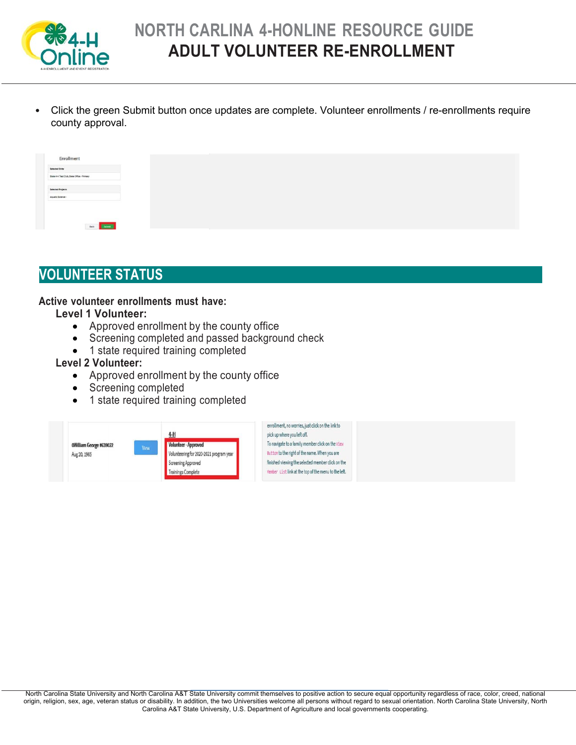- Click the green Submit button once updates are complete. Volunteer enrollments / re-enrollments require county approval.

## VOLUNTEER STATUS

**Active volunteer enrollments must have:**

**Level 1 Volunteer:**

- Approved enrollment by the county office
- Screening completed and passed background check
- 1 state required training completed

**Level 2 Volunteer:**

- Approved enrollment by the county office
- Screening completed
- 1 state required training completed